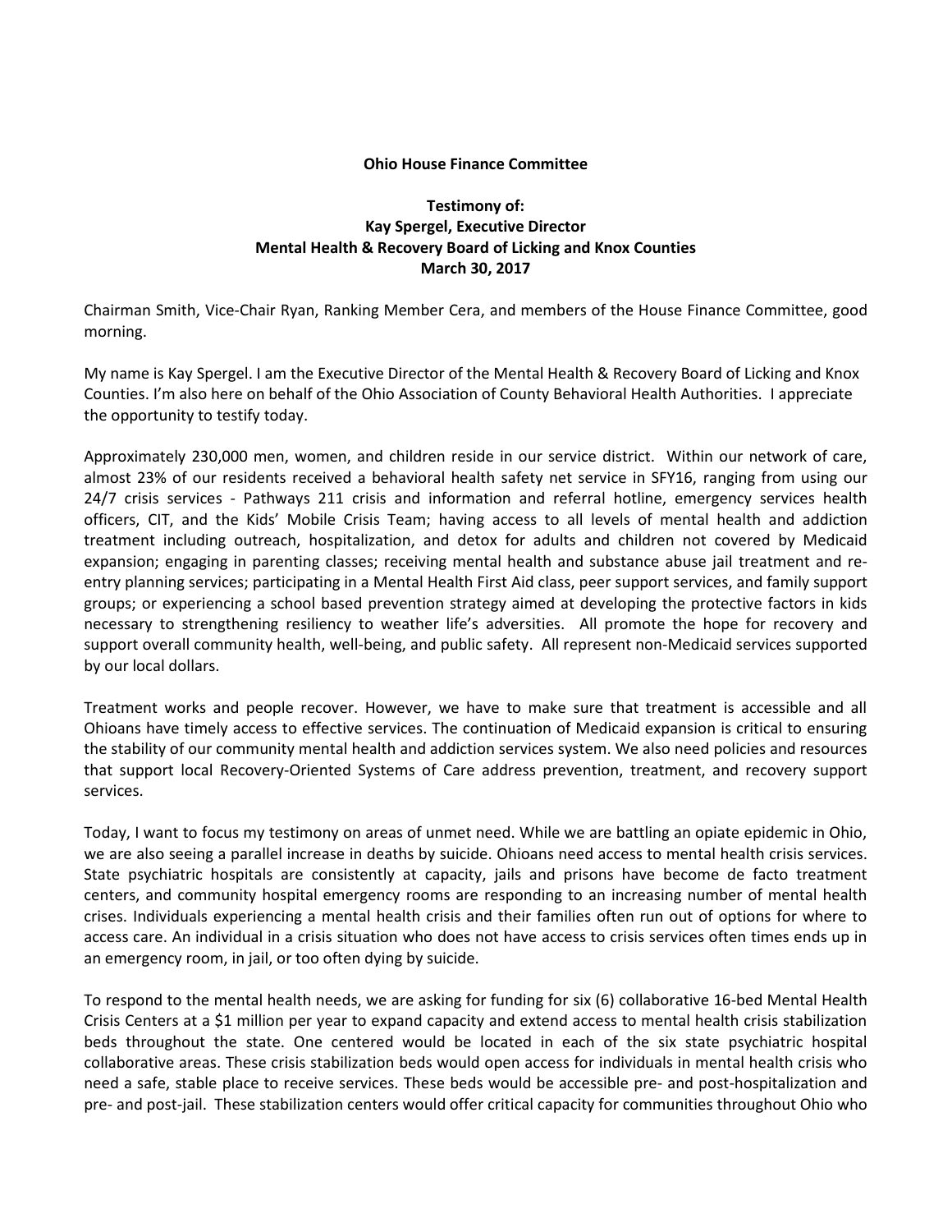**Ohio House Finance Committee**

**Testimony of:**
**Kay Spergel, Executive Director**
**Mental Health & Recovery Board of Licking and Knox Counties**
**March 30, 2017**

Chairman Smith, Vice-Chair Ryan, Ranking Member Cera, and members of the House Finance Committee, good morning.

My name is Kay Spergel. I am the Executive Director of the Mental Health & Recovery Board of Licking and Knox Counties. I'm also here on behalf of the Ohio Association of County Behavioral Health Authorities. I appreciate the opportunity to testify today.

Approximately 230,000 men, women, and children reside in our service district. Within our network of care, almost 23% of our residents received a behavioral health safety net service in SFY16, ranging from using our 24/7 crisis services - Pathways 211 crisis and information and referral hotline, emergency services health officers, CIT, and the Kids' Mobile Crisis Team; having access to all levels of mental health and addiction treatment including outreach, hospitalization, and detox for adults and children not covered by Medicaid expansion; engaging in parenting classes; receiving mental health and substance abuse jail treatment and re-entry planning services; participating in a Mental Health First Aid class, peer support services, and family support groups; or experiencing a school based prevention strategy aimed at developing the protective factors in kids necessary to strengthening resiliency to weather life's adversities. All promote the hope for recovery and support overall community health, well-being, and public safety. All represent non-Medicaid services supported by our local dollars.

Treatment works and people recover. However, we have to make sure that treatment is accessible and all Ohioans have timely access to effective services. The continuation of Medicaid expansion is critical to ensuring the stability of our community mental health and addiction services system. We also need policies and resources that support local Recovery-Oriented Systems of Care address prevention, treatment, and recovery support services.

Today, I want to focus my testimony on areas of unmet need. While we are battling an opiate epidemic in Ohio, we are also seeing a parallel increase in deaths by suicide. Ohioans need access to mental health crisis services. State psychiatric hospitals are consistently at capacity, jails and prisons have become de facto treatment centers, and community hospital emergency rooms are responding to an increasing number of mental health crises. Individuals experiencing a mental health crisis and their families often run out of options for where to access care. An individual in a crisis situation who does not have access to crisis services often times ends up in an emergency room, in jail, or too often dying by suicide.

To respond to the mental health needs, we are asking for funding for six (6) collaborative 16-bed Mental Health Crisis Centers at a $1 million per year to expand capacity and extend access to mental health crisis stabilization beds throughout the state. One centered would be located in each of the six state psychiatric hospital collaborative areas. These crisis stabilization beds would open access for individuals in mental health crisis who need a safe, stable place to receive services. These beds would be accessible pre- and post-hospitalization and pre- and post-jail. These stabilization centers would offer critical capacity for communities throughout Ohio who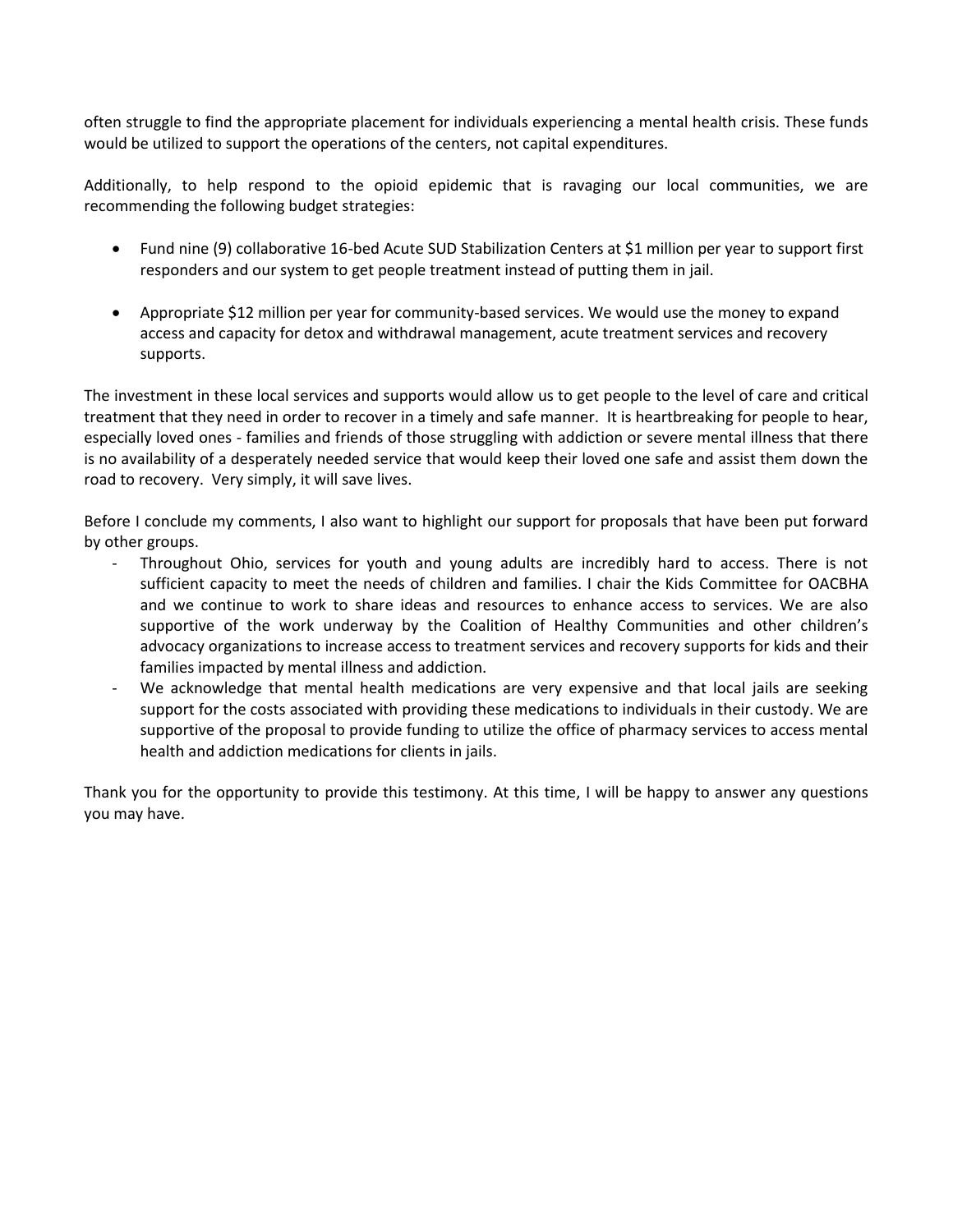often struggle to find the appropriate placement for individuals experiencing a mental health crisis. These funds would be utilized to support the operations of the centers, not capital expenditures.

Additionally, to help respond to the opioid epidemic that is ravaging our local communities, we are recommending the following budget strategies:

- Fund nine (9) collaborative 16-bed Acute SUD Stabilization Centers at $1 million per year to support first responders and our system to get people treatment instead of putting them in jail.

- Appropriate $12 million per year for community-based services. We would use the money to expand access and capacity for detox and withdrawal management, acute treatment services and recovery supports.

The investment in these local services and supports would allow us to get people to the level of care and critical treatment that they need in order to recover in a timely and safe manner. It is heartbreaking for people to hear, especially loved ones - families and friends of those struggling with addiction or severe mental illness that there is no availability of a desperately needed service that would keep their loved one safe and assist them down the road to recovery. Very simply, it will save lives.

Before I conclude my comments, I also want to highlight our support for proposals that have been put forward by other groups.

- Throughout Ohio, services for youth and young adults are incredibly hard to access. There is not sufficient capacity to meet the needs of children and families. I chair the Kids Committee for OACBHA and we continue to work to share ideas and resources to enhance access to services. We are also supportive of the work underway by the Coalition of Healthy Communities and other children's advocacy organizations to increase access to treatment services and recovery supports for kids and their families impacted by mental illness and addiction.
- We acknowledge that mental health medications are very expensive and that local jails are seeking support for the costs associated with providing these medications to individuals in their custody. We are supportive of the proposal to provide funding to utilize the office of pharmacy services to access mental health and addiction medications for clients in jails.

Thank you for the opportunity to provide this testimony. At this time, I will be happy to answer any questions you may have.